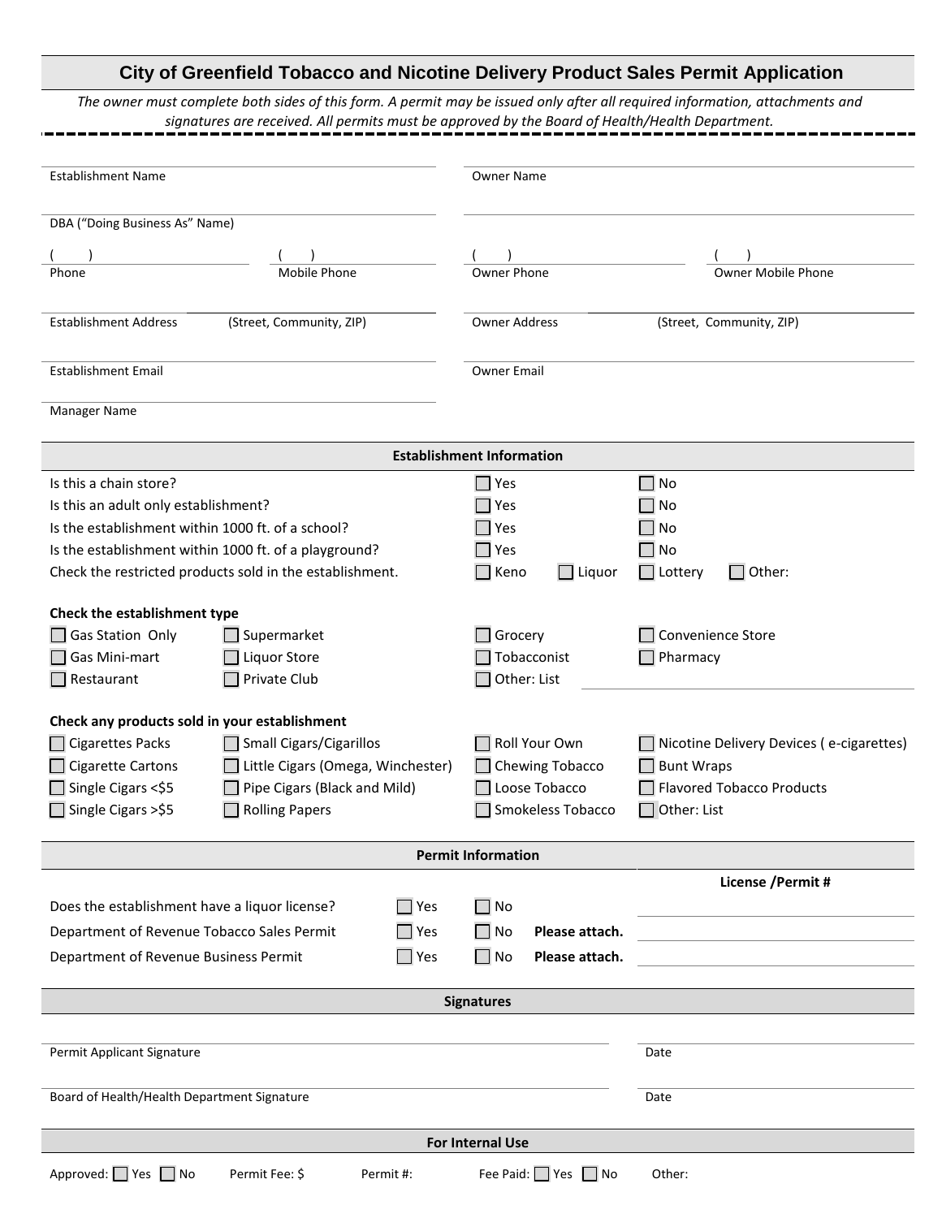# City of Greenfield Tobacco and Nicotine Delivery Product Sales Permit Application

*The owner must complete both sides of this form. A permit may be issued only after all required information, attachments and signatures are received. All permits must be approved by the Board of Health/Health Department.*

Establishment Name

Owner Name

DBA ("Doing Business As" Name)

( ) Phone — ( ) Mobile Phone

( ) Owner Phone — ( ) Owner Mobile Phone

Establishment Address (Street, Community, ZIP)

Owner Address (Street, Community, ZIP)

Establishment Email

Owner Email

Manager Name

## Establishment Information

| | | |
|---|---|---|
| Is this a chain store? | ☐ Yes | ☐ No |
| Is this an adult only establishment? | ☐ Yes | ☐ No |
| Is the establishment within 1000 ft. of a school? | ☐ Yes | ☐ No |
| Is the establishment within 1000 ft. of a playground? | ☐ Yes | ☐ No |

Check the restricted products sold in the establishment. ☐ Keno ☐ Liquor ☐ Lottery ☐ Other:

**Check the establishment type**

| | | | |
|---|---|---|---|
| ☐ Gas Station Only | ☐ Supermarket | ☐ Grocery | ☐ Convenience Store |
| ☐ Gas Mini-mart | ☐ Liquor Store | ☐ Tobacconist | ☐ Pharmacy |
| ☐ Restaurant | ☐ Private Club | ☐ Other: List | |

**Check any products sold in your establishment**

| | | | |
|---|---|---|---|
| ☐ Cigarettes Packs | ☐ Small Cigars/Cigarillos | ☐ Roll Your Own | ☐ Nicotine Delivery Devices ( e-cigarettes) |
| ☐ Cigarette Cartons | ☐ Little Cigars (Omega, Winchester) | ☐ Chewing Tobacco | ☐ Bunt Wraps |
| ☐ Single Cigars <$5 | ☐ Pipe Cigars (Black and Mild) | ☐ Loose Tobacco | ☐ Flavored Tobacco Products |
| ☐ Single Cigars >$5 | ☐ Rolling Papers | ☐ Smokeless Tobacco | ☐ Other: List |

## Permit Information

| | | | | License /Permit # |
|---|---|---|---|---|
| Does the establishment have a liquor license? | ☐ Yes | ☐ No | | |
| Department of Revenue Tobacco Sales Permit | ☐ Yes | ☐ No | **Please attach.** | |
| Department of Revenue Business Permit | ☐ Yes | ☐ No | **Please attach.** | |

## Signatures

Permit Applicant Signature — Date

Board of Health/Health Department Signature — Date

## For Internal Use

Approved: ☐ Yes ☐ No — Permit Fee: $ — Permit #: — Fee Paid: ☐ Yes ☐ No — Other: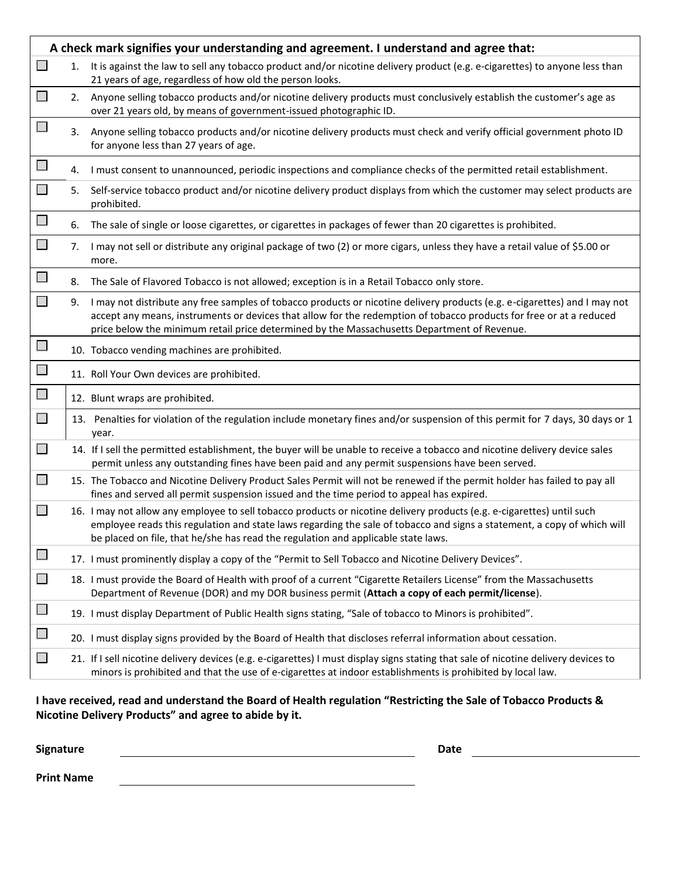**A check mark signifies your understanding and agreement. I understand and agree that:**

| | |
|---|---|
| ☐ | 1. It is against the law to sell any tobacco product and/or nicotine delivery product (e.g. e-cigarettes) to anyone less than 21 years of age, regardless of how old the person looks. |
| ☐ | 2. Anyone selling tobacco products and/or nicotine delivery products must conclusively establish the customer's age as over 21 years old, by means of government-issued photographic ID. |
| ☐ | 3. Anyone selling tobacco products and/or nicotine delivery products must check and verify official government photo ID for anyone less than 27 years of age. |
| ☐ | 4. I must consent to unannounced, periodic inspections and compliance checks of the permitted retail establishment. |
| ☐ | 5. Self-service tobacco product and/or nicotine delivery product displays from which the customer may select products are prohibited. |
| ☐ | 6. The sale of single or loose cigarettes, or cigarettes in packages of fewer than 20 cigarettes is prohibited. |
| ☐ | 7. I may not sell or distribute any original package of two (2) or more cigars, unless they have a retail value of $5.00 or more. |
| ☐ | 8. The Sale of Flavored Tobacco is not allowed; exception is in a Retail Tobacco only store. |
| ☐ | 9. I may not distribute any free samples of tobacco products or nicotine delivery products (e.g. e-cigarettes) and I may not accept any means, instruments or devices that allow for the redemption of tobacco products for free or at a reduced price below the minimum retail price determined by the Massachusetts Department of Revenue. |
| ☐ | 10. Tobacco vending machines are prohibited. |
| ☐ | 11. Roll Your Own devices are prohibited. |
| ☐ | 12. Blunt wraps are prohibited. |
| ☐ | 13. Penalties for violation of the regulation include monetary fines and/or suspension of this permit for 7 days, 30 days or 1 year. |
| ☐ | 14. If I sell the permitted establishment, the buyer will be unable to receive a tobacco and nicotine delivery device sales permit unless any outstanding fines have been paid and any permit suspensions have been served. |
| ☐ | 15. The Tobacco and Nicotine Delivery Product Sales Permit will not be renewed if the permit holder has failed to pay all fines and served all permit suspension issued and the time period to appeal has expired. |
| ☐ | 16. I may not allow any employee to sell tobacco products or nicotine delivery products (e.g. e-cigarettes) until such employee reads this regulation and state laws regarding the sale of tobacco and signs a statement, a copy of which will be placed on file, that he/she has read the regulation and applicable state laws. |
| ☐ | 17. I must prominently display a copy of the "Permit to Sell Tobacco and Nicotine Delivery Devices". |
| ☐ | 18. I must provide the Board of Health with proof of a current "Cigarette Retailers License" from the Massachusetts Department of Revenue (DOR) and my DOR business permit (**Attach a copy of each permit/license**). |
| ☐ | 19. I must display Department of Public Health signs stating, "Sale of tobacco to Minors is prohibited". |
| ☐ | 20. I must display signs provided by the Board of Health that discloses referral information about cessation. |
| ☐ | 21. If I sell nicotine delivery devices (e.g. e-cigarettes) I must display signs stating that sale of nicotine delivery devices to minors is prohibited and that the use of e-cigarettes at indoor establishments is prohibited by local law. |

**I have received, read and understand the Board of Health regulation "Restricting the Sale of Tobacco Products & Nicotine Delivery Products" and agree to abide by it.**

**Signature** ______________________________ **Date** ____________________

**Print Name** ______________________________